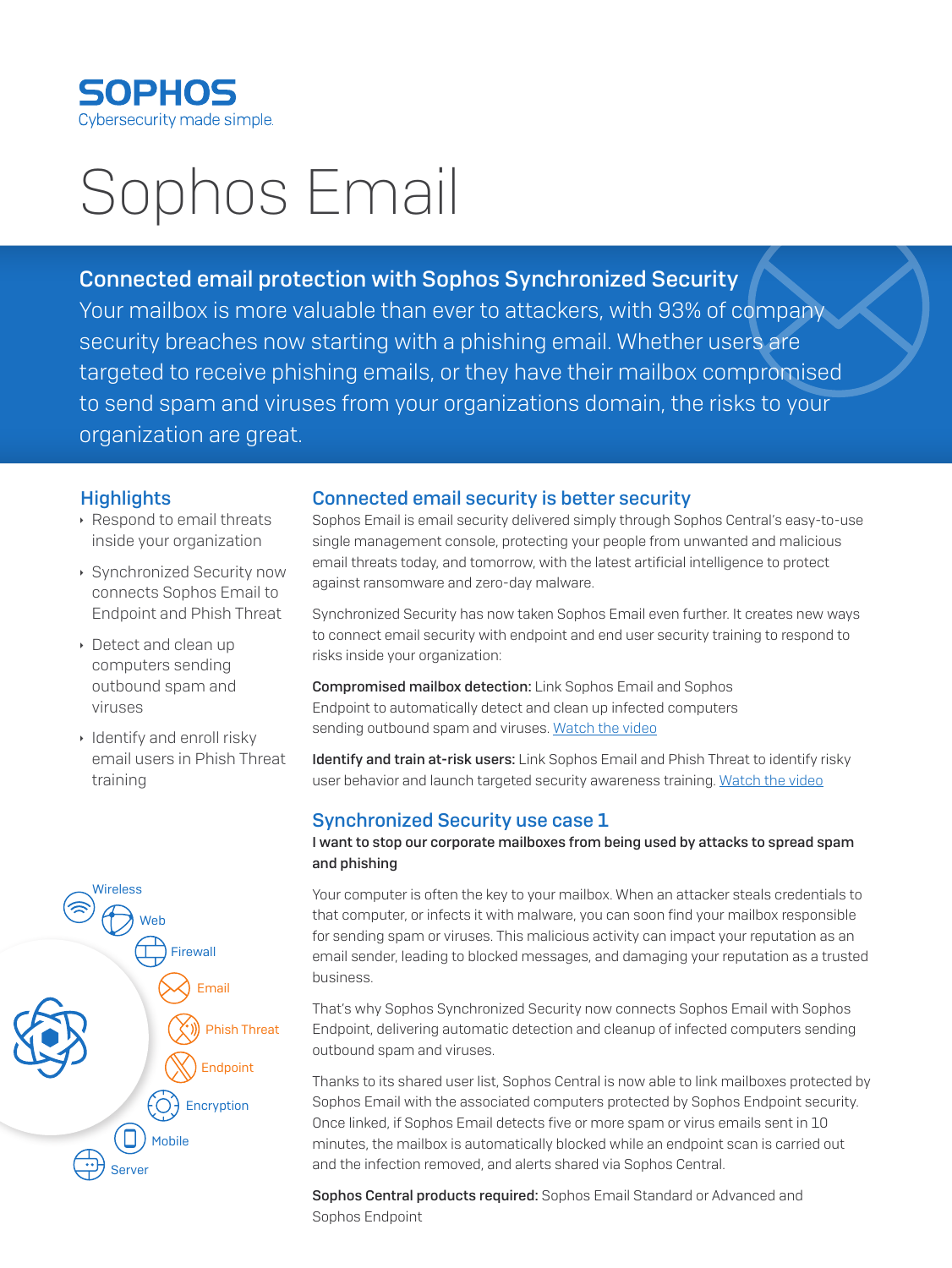# Sophos Email

## Connected email protection with Sophos Synchronized Security

Your mailbox is more valuable than ever to attackers, with 93% of company security breaches now starting with a phishing email. Whether users are targeted to receive phishing emails, or they have their mailbox compromised to send spam and viruses from your organizations domain, the risks to your organization are great.

### Highlights

- Respond to email threats inside your organization
- Synchronized Security now connects Sophos Email to Endpoint and Phish Threat
- Detect and clean up computers sending outbound spam and viruses
- Identify and enroll risky email users in Phish Threat training

Wireless, Web, Firewall, Email, Phish Threat, Endpoint, Encryption, Mobile, Server

### Connected email security is better security

Sophos Email is email security delivered simply through Sophos Central's easy-to-use single management console, protecting your people from unwanted and malicious email threats today, and tomorrow, with the latest artificial intelligence to protect against ransomware and zero-day malware.

Synchronized Security has now taken Sophos Email even further. It creates new ways to connect email security with endpoint and end user security training to respond to risks inside your organization:

**Compromised mailbox detection:** Link Sophos Email and Sophos Endpoint to automatically detect and clean up infected computers sending outbound spam and viruses. Watch the video

**Identify and train at-risk users:** Link Sophos Email and Phish Threat to identify risky user behavior and launch targeted security awareness training. Watch the video

### Synchronized Security use case 1

**I want to stop our corporate mailboxes from being used by attacks to spread spam and phishing**

Your computer is often the key to your mailbox. When an attacker steals credentials to that computer, or infects it with malware, you can soon find your mailbox responsible for sending spam or viruses. This malicious activity can impact your reputation as an email sender, leading to blocked messages, and damaging your reputation as a trusted business.

That's why Sophos Synchronized Security now connects Sophos Email with Sophos Endpoint, delivering automatic detection and cleanup of infected computers sending outbound spam and viruses.

Thanks to its shared user list, Sophos Central is now able to link mailboxes protected by Sophos Email with the associated computers protected by Sophos Endpoint security. Once linked, if Sophos Email detects five or more spam or virus emails sent in 10 minutes, the mailbox is automatically blocked while an endpoint scan is carried out and the infection removed, and alerts shared via Sophos Central.

**Sophos Central products required:** Sophos Email Standard or Advanced and Sophos Endpoint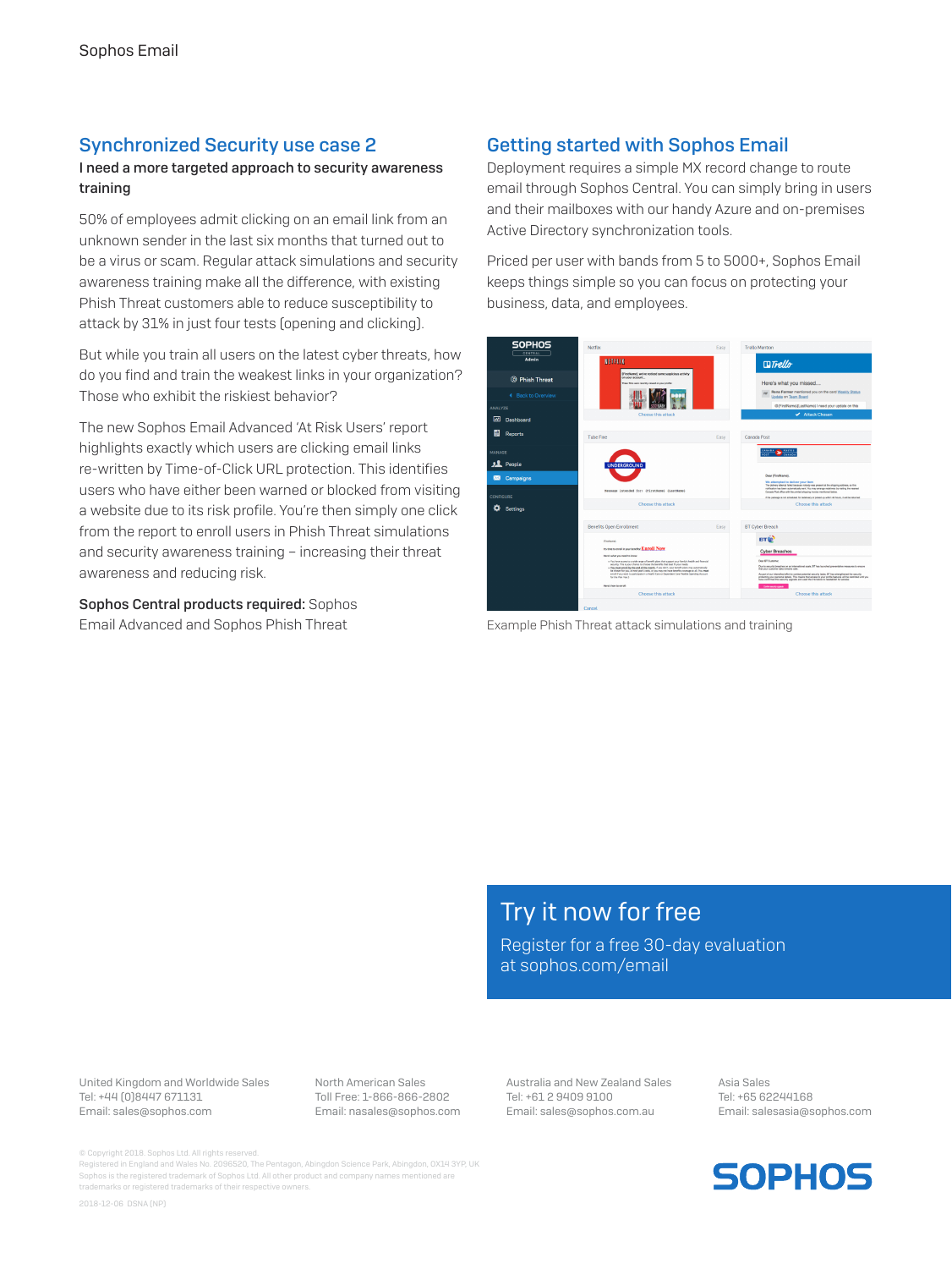## Synchronized Security use case 2

**I need a more targeted approach to security awareness training**

50% of employees admit clicking on an email link from an unknown sender in the last six months that turned out to be a virus or scam. Regular attack simulations and security awareness training make all the difference, with existing Phish Threat customers able to reduce susceptibility to attack by 31% in just four tests (opening and clicking).

But while you train all users on the latest cyber threats, how do you find and train the weakest links in your organization? Those who exhibit the riskiest behavior?

The new Sophos Email Advanced 'At Risk Users' report highlights exactly which users are clicking email links re-written by Time-of-Click URL protection. This identifies users who have either been warned or blocked from visiting a website due to its risk profile. You're then simply one click from the report to enroll users in Phish Threat simulations and security awareness training – increasing their threat awareness and reducing risk.

**Sophos Central products required:** Sophos Email Advanced and Sophos Phish Threat

## Getting started with Sophos Email

Deployment requires a simple MX record change to route email through Sophos Central. You can simply bring in users and their mailboxes with our handy Azure and on-premises Active Directory synchronization tools.

Priced per user with bands from 5 to 5000+, Sophos Email keeps things simple so you can focus on protecting your business, data, and employees.

Example Phish Threat attack simulations and training

## Try it now for free

Register for a free 30-day evaluation at sophos.com/email

United Kingdom and Worldwide Sales
Tel: +44 (0)8447 671131
Email: sales@sophos.com

North American Sales
Toll Free: 1-866-866-2802
Email: nasales@sophos.com

Australia and New Zealand Sales
Tel: +61 2 9409 9100
Email: sales@sophos.com.au

Asia Sales
Tel: +65 62244168
Email: salesasia@sophos.com

© Copyright 2018. Sophos Ltd. All rights reserved.
Registered in England and Wales No. 2096520, The Pentagon, Abingdon Science Park, Abingdon, OX14 3YP, UK
Sophos is the registered trademark of Sophos Ltd. All other product and company names mentioned are trademarks or registered trademarks of their respective owners.

2018-12-06 DSNA (NP)

SOPHOS